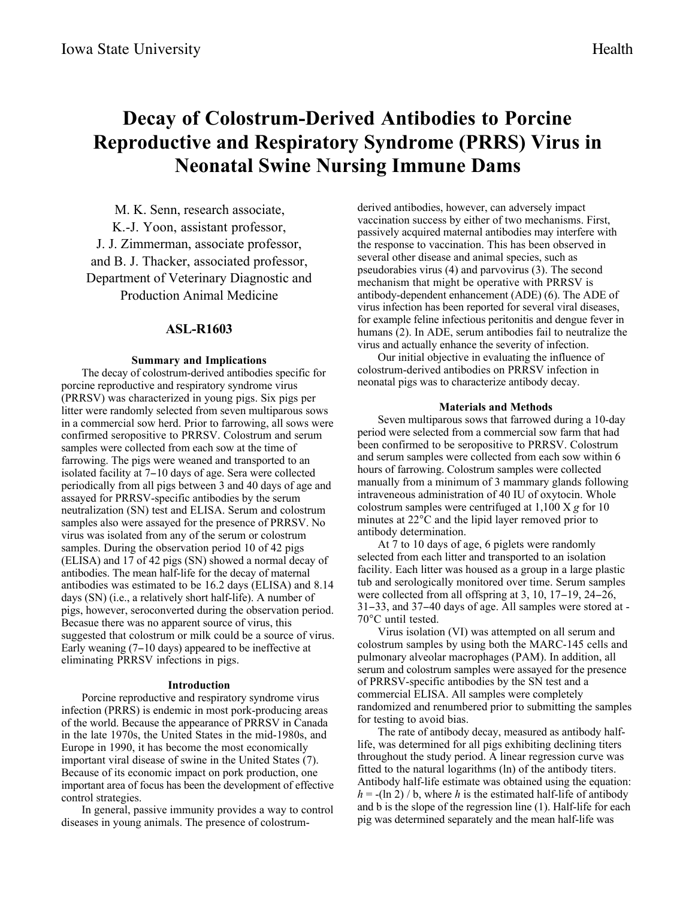# Decay of Colostrum-Derived Antibodies to Porcine Reproductive and Respiratory Syndrome (PRRS) Virus in Neonatal Swine Nursing Immune Dams

M. K. Senn, research associate,
K.-J. Yoon, assistant professor,
J. J. Zimmerman, associate professor,
and B. J. Thacker, associated professor,
Department of Veterinary Diagnostic and Production Animal Medicine

## ASL-R1603

### Summary and Implications

The decay of colostrum-derived antibodies specific for porcine reproductive and respiratory syndrome virus (PRRSV) was characterized in young pigs. Six pigs per litter were randomly selected from seven multiparous sows in a commercial sow herd. Prior to farrowing, all sows were confirmed seropositive to PRRSV. Colostrum and serum samples were collected from each sow at the time of farrowing. The pigs were weaned and transported to an isolated facility at 7–10 days of age. Sera were collected periodically from all pigs between 3 and 40 days of age and assayed for PRRSV-specific antibodies by the serum neutralization (SN) test and ELISA. Serum and colostrum samples also were assayed for the presence of PRRSV. No virus was isolated from any of the serum or colostrum samples. During the observation period 10 of 42 pigs (ELISA) and 17 of 42 pigs (SN) showed a normal decay of antibodies. The mean half-life for the decay of maternal antibodies was estimated to be 16.2 days (ELISA) and 8.14 days (SN) (i.e., a relatively short half-life). A number of pigs, however, seroconverted during the observation period. Becasue there was no apparent source of virus, this suggested that colostrum or milk could be a source of virus. Early weaning (7–10 days) appeared to be ineffective at eliminating PRRSV infections in pigs.

### Introduction

Porcine reproductive and respiratory syndrome virus infection (PRRS) is endemic in most pork-producing areas of the world. Because the appearance of PRRSV in Canada in the late 1970s, the United States in the mid-1980s, and Europe in 1990, it has become the most economically important viral disease of swine in the United States (7). Because of its economic impact on pork production, one important area of focus has been the development of effective control strategies.

In general, passive immunity provides a way to control diseases in young animals. The presence of colostrum-derived antibodies, however, can adversely impact vaccination success by either of two mechanisms. First, passively acquired maternal antibodies may interfere with the response to vaccination. This has been observed in several other disease and animal species, such as pseudorabies virus (4) and parvovirus (3). The second mechanism that might be operative with PRRSV is antibody-dependent enhancement (ADE) (6). The ADE of virus infection has been reported for several viral diseases, for example feline infectious peritonitis and dengue fever in humans (2). In ADE, serum antibodies fail to neutralize the virus and actually enhance the severity of infection.

Our initial objective in evaluating the influence of colostrum-derived antibodies on PRRSV infection in neonatal pigs was to characterize antibody decay.

### Materials and Methods

Seven multiparous sows that farrowed during a 10-day period were selected from a commercial sow farm that had been confirmed to be seropositive to PRRSV. Colostrum and serum samples were collected from each sow within 6 hours of farrowing. Colostrum samples were collected manually from a minimum of 3 mammary glands following intraveneous administration of 40 IU of oxytocin. Whole colostrum samples were centrifuged at 1,100 X *g* for 10 minutes at 22°C and the lipid layer removed prior to antibody determination.

At 7 to 10 days of age, 6 piglets were randomly selected from each litter and transported to an isolation facility. Each litter was housed as a group in a large plastic tub and serologically monitored over time. Serum samples were collected from all offspring at 3, 10, 17–19, 24–26, 31–33, and 37–40 days of age. All samples were stored at -70°C until tested.

Virus isolation (VI) was attempted on all serum and colostrum samples by using both the MARC-145 cells and pulmonary alveolar macrophages (PAM). In addition, all serum and colostrum samples were assayed for the presence of PRRSV-specific antibodies by the SN test and a commercial ELISA. All samples were completely randomized and renumbered prior to submitting the samples for testing to avoid bias.

The rate of antibody decay, measured as antibody half-life, was determined for all pigs exhibiting declining titers throughout the study period. A linear regression curve was fitted to the natural logarithms (ln) of the antibody titers. Antibody half-life estimate was obtained using the equation: $h = -(\ln 2) / b$, where $h$ is the estimated half-life of antibody and b is the slope of the regression line (1). Half-life for each pig was determined separately and the mean half-life was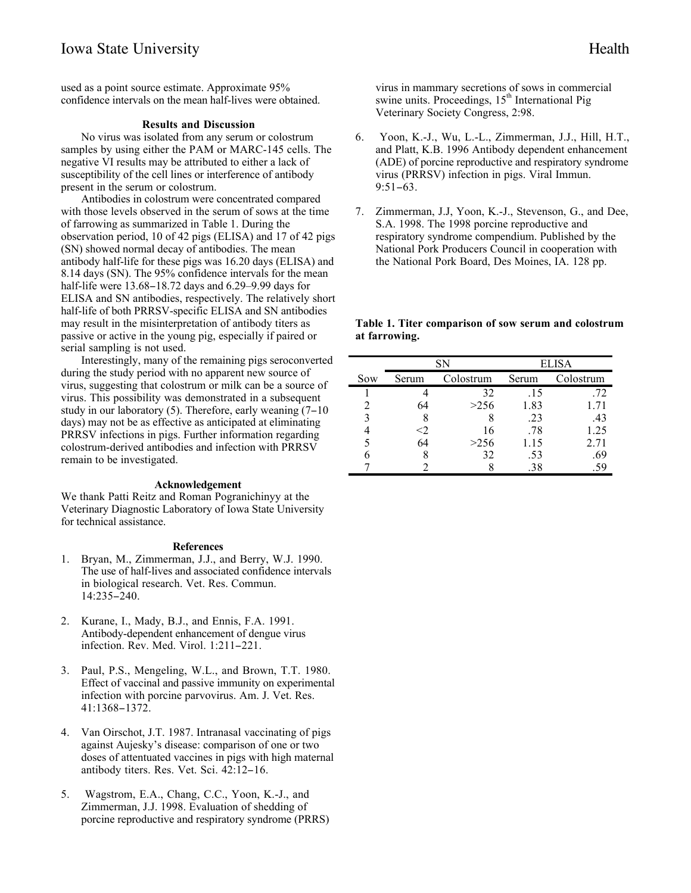used as a point source estimate. Approximate 95% confidence intervals on the mean half-lives were obtained.

### Results and Discussion

No virus was isolated from any serum or colostrum samples by using either the PAM or MARC-145 cells. The negative VI results may be attributed to either a lack of susceptibility of the cell lines or interference of antibody present in the serum or colostrum.

Antibodies in colostrum were concentrated compared with those levels observed in the serum of sows at the time of farrowing as summarized in Table 1. During the observation period, 10 of 42 pigs (ELISA) and 17 of 42 pigs (SN) showed normal decay of antibodies. The mean antibody half-life for these pigs was 16.20 days (ELISA) and 8.14 days (SN). The 95% confidence intervals for the mean half-life were 13.68–18.72 days and 6.29–9.99 days for ELISA and SN antibodies, respectively. The relatively short half-life of both PRRSV-specific ELISA and SN antibodies may result in the misinterpretation of antibody titers as passive or active in the young pig, especially if paired or serial sampling is not used.

Interestingly, many of the remaining pigs seroconverted during the study period with no apparent new source of virus, suggesting that colostrum or milk can be a source of virus. This possibility was demonstrated in a subsequent study in our laboratory (5). Therefore, early weaning (7–10 days) may not be as effective as anticipated at eliminating PRRSV infections in pigs. Further information regarding colostrum-derived antibodies and infection with PRRSV remain to be investigated.

### Acknowledgement

We thank Patti Reitz and Roman Pogranichinyy at the Veterinary Diagnostic Laboratory of Iowa State University for technical assistance.

### References

1. Bryan, M., Zimmerman, J.J., and Berry, W.J. 1990. The use of half-lives and associated confidence intervals in biological research. Vet. Res. Commun. 14:235–240.

2. Kurane, I., Mady, B.J., and Ennis, F.A. 1991. Antibody-dependent enhancement of dengue virus infection. Rev. Med. Virol. 1:211–221.

3. Paul, P.S., Mengeling, W.L., and Brown, T.T. 1980. Effect of vaccinal and passive immunity on experimental infection with porcine parvovirus. Am. J. Vet. Res. 41:1368–1372.

4. Van Oirschot, J.T. 1987. Intranasal vaccinating of pigs against Aujesky's disease: comparison of one or two doses of attentuated vaccines in pigs with high maternal antibody titers. Res. Vet. Sci. 42:12–16.

5. Wagstrom, E.A., Chang, C.C., Yoon, K.-J., and Zimmerman, J.J. 1998. Evaluation of shedding of porcine reproductive and respiratory syndrome (PRRS) virus in mammary secretions of sows in commercial swine units. Proceedings, 15th International Pig Veterinary Society Congress, 2:98.

6. Yoon, K.-J., Wu, L.-L., Zimmerman, J.J., Hill, H.T., and Platt, K.B. 1996 Antibody dependent enhancement (ADE) of porcine reproductive and respiratory syndrome virus (PRRSV) infection in pigs. Viral Immun. 9:51–63.

7. Zimmerman, J.J, Yoon, K.-J., Stevenson, G., and Dee, S.A. 1998. The 1998 porcine reproductive and respiratory syndrome compendium. Published by the National Pork Producers Council in cooperation with the National Pork Board, Des Moines, IA. 128 pp.

**Table 1. Titer comparison of sow serum and colostrum at farrowing.**

| | SN | | ELISA | |
|---|---|---|---|---|
| Sow | Serum | Colostrum | Serum | Colostrum |
| 1 | 4 | 32 | .15 | .72 |
| 2 | 64 | >256 | 1.83 | 1.71 |
| 3 | 8 | 8 | .23 | .43 |
| 4 | <2 | 16 | .78 | 1.25 |
| 5 | 64 | >256 | 1.15 | 2.71 |
| 6 | 8 | 32 | .53 | .69 |
| 7 | 2 | 8 | .38 | .59 |